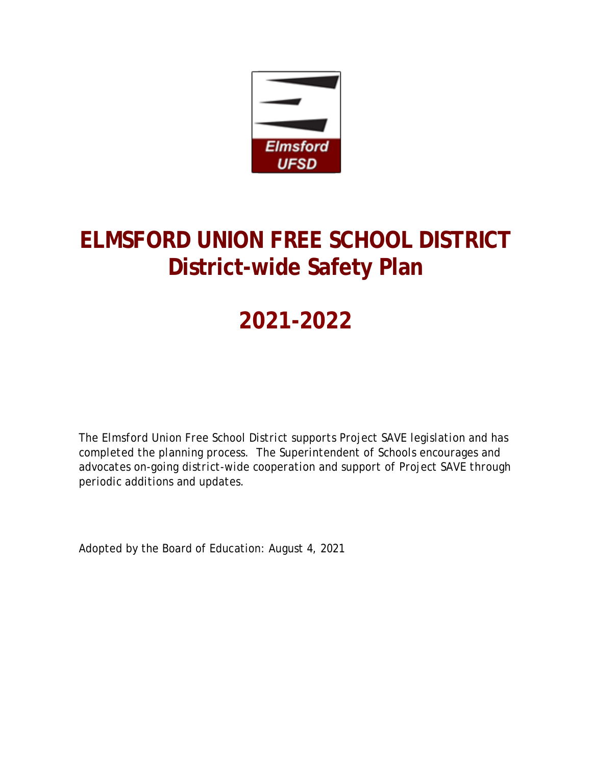# ELMSFORD UNION FREE SCHOOL DISTRICT
# District-wide Safety Plan

# 2021-2022

The Elmsford Union Free School District supports Project SAVE legislation and has completed the planning process. The Superintendent of Schools encourages and advocates on-going district-wide cooperation and support of Project SAVE through periodic additions and updates.

Adopted by the Board of Education: August 4, 2021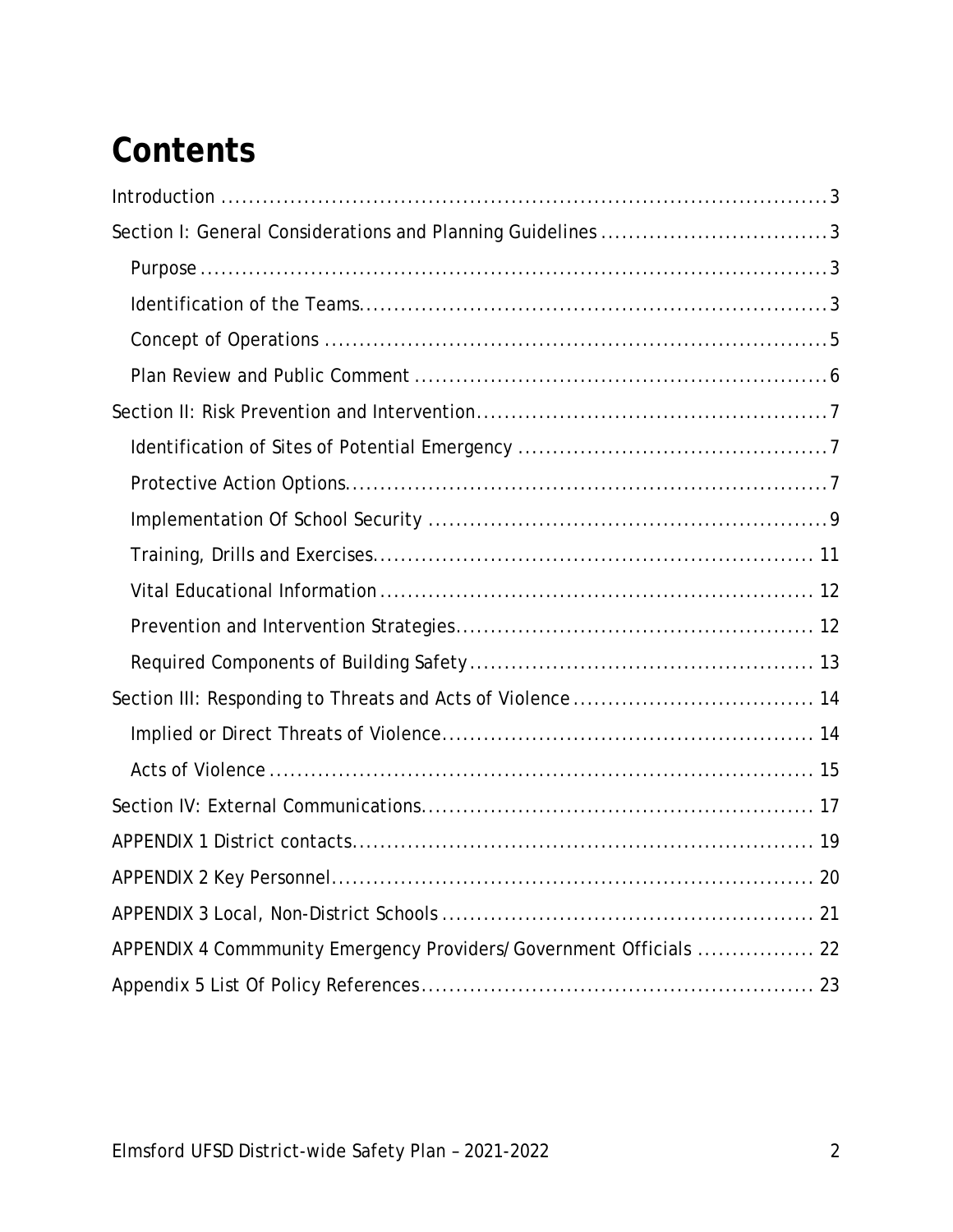# Contents

Introduction ..... 3

Section I: General Considerations and Planning Guidelines ..... 3

- Purpose ..... 3
- Identification of the Teams ..... 3
- Concept of Operations ..... 5
- Plan Review and Public Comment ..... 6

Section II: Risk Prevention and Intervention ..... 7

- Identification of Sites of Potential Emergency ..... 7
- Protective Action Options ..... 7
- Implementation Of School Security ..... 9
- Training, Drills and Exercises ..... 11
- Vital Educational Information ..... 12
- Prevention and Intervention Strategies ..... 12
- Required Components of Building Safety ..... 13

Section III: Responding to Threats and Acts of Violence ..... 14

- Implied or Direct Threats of Violence ..... 14
- Acts of Violence ..... 15

Section IV: External Communications ..... 17

APPENDIX 1 District contacts ..... 19

APPENDIX 2 Key Personnel ..... 20

APPENDIX 3 Local, Non-District Schools ..... 21

APPENDIX 4 Commmunity Emergency Providers/Government Officials ..... 22

Appendix 5 List Of Policy References ..... 23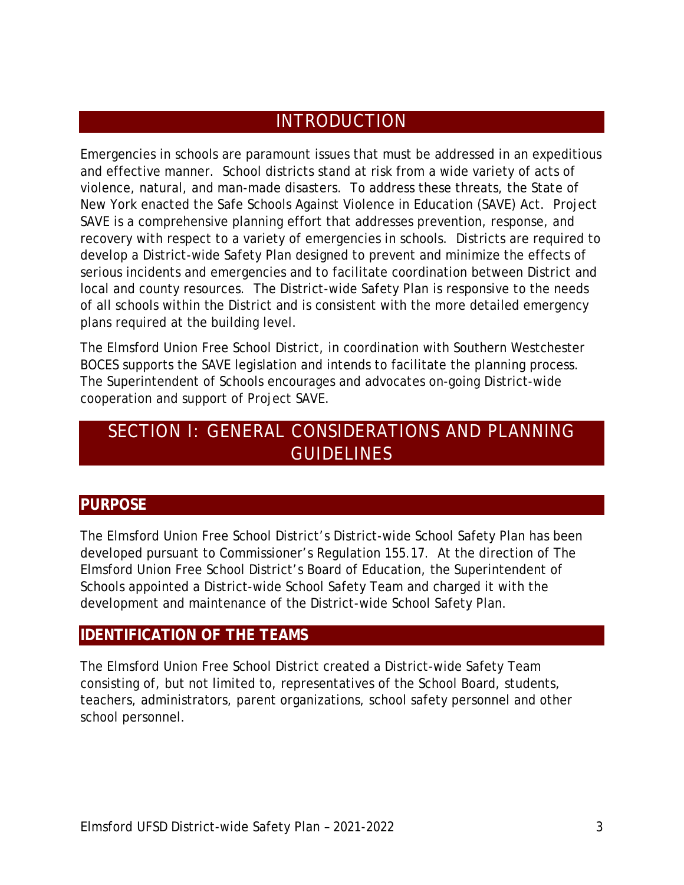# INTRODUCTION

Emergencies in schools are paramount issues that must be addressed in an expeditious and effective manner. School districts stand at risk from a wide variety of acts of violence, natural, and man-made disasters. To address these threats, the State of New York enacted the Safe Schools Against Violence in Education (SAVE) Act. Project SAVE is a comprehensive planning effort that addresses prevention, response, and recovery with respect to a variety of emergencies in schools. Districts are required to develop a District-wide Safety Plan designed to prevent and minimize the effects of serious incidents and emergencies and to facilitate coordination between District and local and county resources. The District-wide Safety Plan is responsive to the needs of all schools within the District and is consistent with the more detailed emergency plans required at the building level.

The Elmsford Union Free School District, in coordination with Southern Westchester BOCES supports the SAVE legislation and intends to facilitate the planning process. The Superintendent of Schools encourages and advocates on-going District-wide cooperation and support of Project SAVE.

# SECTION I: GENERAL CONSIDERATIONS AND PLANNING GUIDELINES

## PURPOSE

The Elmsford Union Free School District's District-wide School Safety Plan has been developed pursuant to Commissioner's Regulation 155.17. At the direction of The Elmsford Union Free School District's Board of Education, the Superintendent of Schools appointed a District-wide School Safety Team and charged it with the development and maintenance of the District-wide School Safety Plan.

## IDENTIFICATION OF THE TEAMS

The Elmsford Union Free School District created a District-wide Safety Team consisting of, but not limited to, representatives of the School Board, students, teachers, administrators, parent organizations, school safety personnel and other school personnel.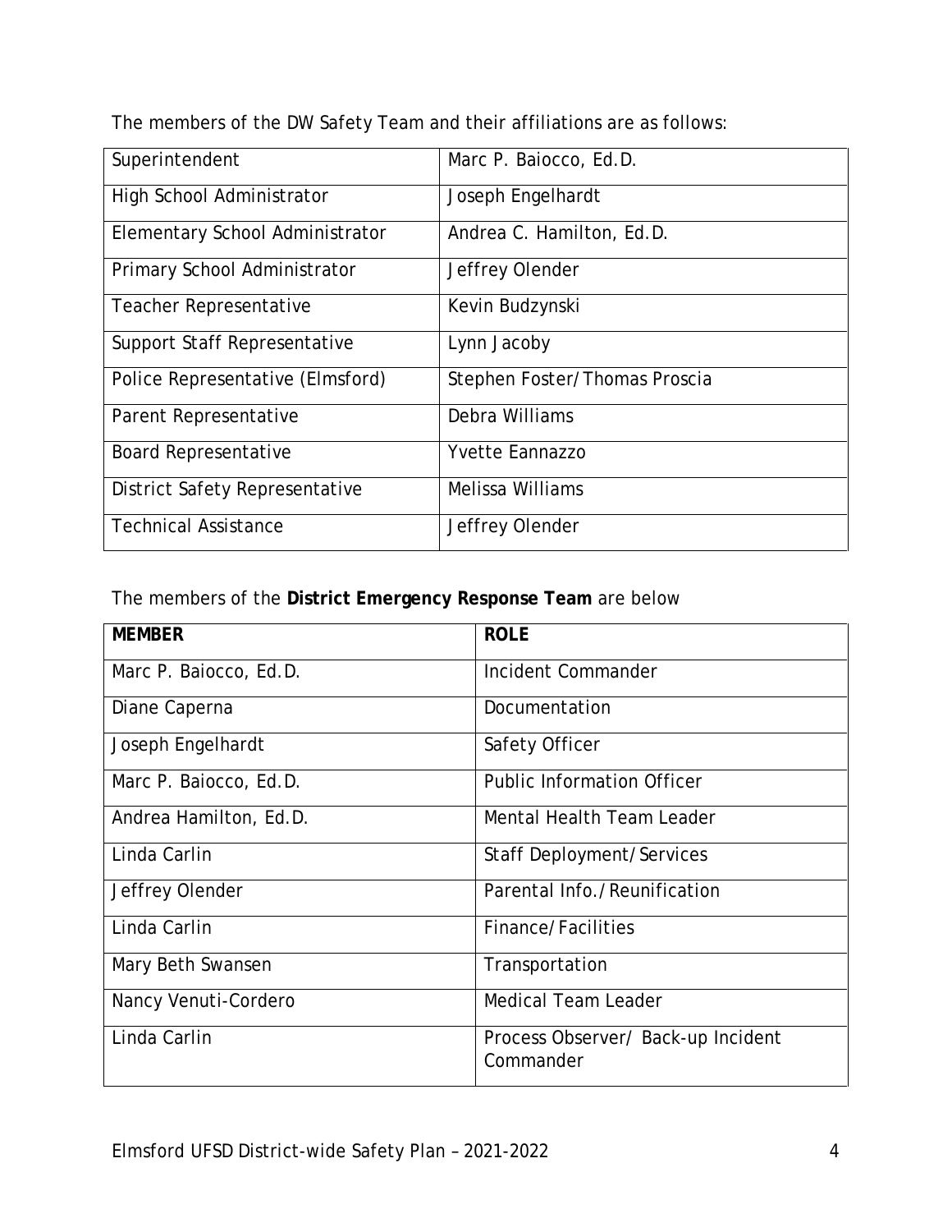The members of the DW Safety Team and their affiliations are as follows:

| | |
|---|---|
| Superintendent | Marc P. Baiocco, Ed.D. |
| High School Administrator | Joseph Engelhardt |
| Elementary School Administrator | Andrea C. Hamilton, Ed.D. |
| Primary School Administrator | Jeffrey Olender |
| Teacher Representative | Kevin Budzynski |
| Support Staff Representative | Lynn Jacoby |
| Police Representative (Elmsford) | Stephen Foster/Thomas Proscia |
| Parent Representative | Debra Williams |
| Board Representative | Yvette Eannazzo |
| District Safety Representative | Melissa Williams |
| Technical Assistance | Jeffrey Olender |

The members of the **District Emergency Response Team** are below

| **MEMBER** | **ROLE** |
|---|---|
| Marc P. Baiocco, Ed.D. | Incident Commander |
| Diane Caperna | Documentation |
| Joseph Engelhardt | Safety Officer |
| Marc P. Baiocco, Ed.D. | Public Information Officer |
| Andrea Hamilton, Ed.D. | Mental Health Team Leader |
| Linda Carlin | Staff Deployment/Services |
| Jeffrey Olender | Parental Info./Reunification |
| Linda Carlin | Finance/Facilities |
| Mary Beth Swansen | Transportation |
| Nancy Venuti-Cordero | Medical Team Leader |
| Linda Carlin | Process Observer/ Back-up Incident Commander |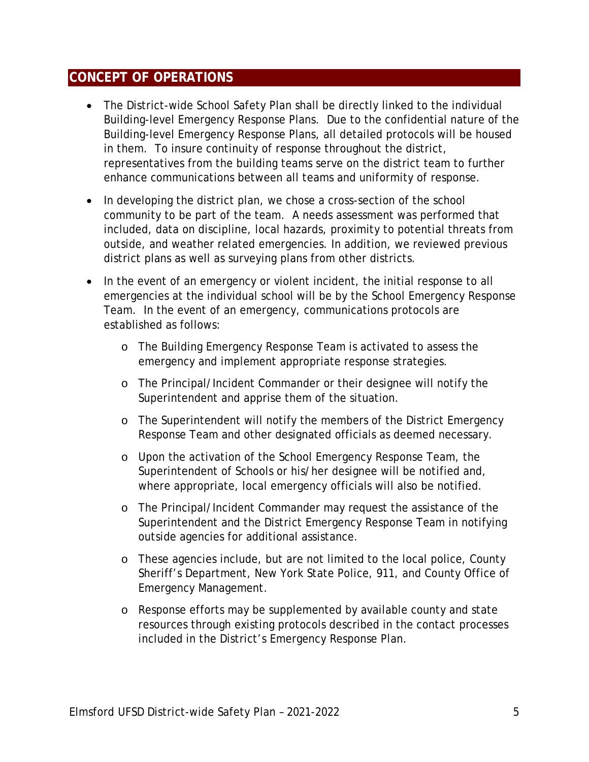## CONCEPT OF OPERATIONS

- The District-wide School Safety Plan shall be directly linked to the individual Building-level Emergency Response Plans. Due to the confidential nature of the Building-level Emergency Response Plans, all detailed protocols will be housed in them. To insure continuity of response throughout the district, representatives from the building teams serve on the district team to further enhance communications between all teams and uniformity of response.
- In developing the district plan, we chose a cross-section of the school community to be part of the team. A needs assessment was performed that included, data on discipline, local hazards, proximity to potential threats from outside, and weather related emergencies. In addition, we reviewed previous district plans as well as surveying plans from other districts.
- In the event of an emergency or violent incident, the initial response to all emergencies at the individual school will be by the School Emergency Response Team. In the event of an emergency, communications protocols are established as follows:
  - The Building Emergency Response Team is activated to assess the emergency and implement appropriate response strategies.
  - The Principal/Incident Commander or their designee will notify the Superintendent and apprise them of the situation.
  - The Superintendent will notify the members of the District Emergency Response Team and other designated officials as deemed necessary.
  - Upon the activation of the School Emergency Response Team, the Superintendent of Schools or his/her designee will be notified and, where appropriate, local emergency officials will also be notified.
  - The Principal/Incident Commander may request the assistance of the Superintendent and the District Emergency Response Team in notifying outside agencies for additional assistance.
  - These agencies include, but are not limited to the local police, County Sheriff's Department, New York State Police, 911, and County Office of Emergency Management.
  - Response efforts may be supplemented by available county and state resources through existing protocols described in the contact processes included in the District's Emergency Response Plan.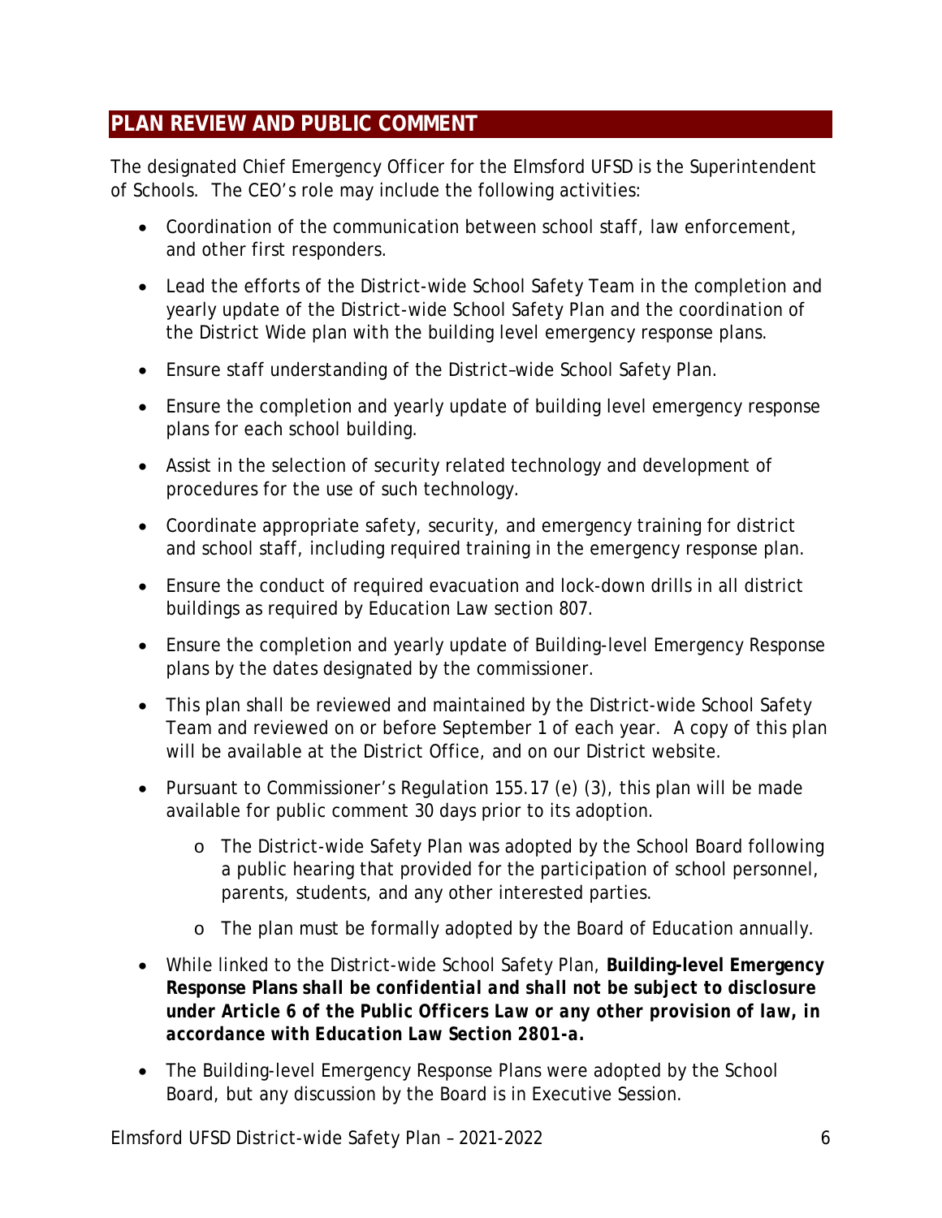## PLAN REVIEW AND PUBLIC COMMENT

The designated Chief Emergency Officer for the Elmsford UFSD is the Superintendent of Schools. The CEO's role may include the following activities:

- Coordination of the communication between school staff, law enforcement, and other first responders.
- Lead the efforts of the District-wide School Safety Team in the completion and yearly update of the District-wide School Safety Plan and the coordination of the District Wide plan with the building level emergency response plans.
- Ensure staff understanding of the District–wide School Safety Plan.
- Ensure the completion and yearly update of building level emergency response plans for each school building.
- Assist in the selection of security related technology and development of procedures for the use of such technology.
- Coordinate appropriate safety, security, and emergency training for district and school staff, including required training in the emergency response plan.
- Ensure the conduct of required evacuation and lock-down drills in all district buildings as required by Education Law section 807.
- Ensure the completion and yearly update of Building-level Emergency Response plans by the dates designated by the commissioner.
- This plan shall be reviewed and maintained by the District-wide School Safety Team and reviewed on or before September 1 of each year. A copy of this plan will be available at the District Office, and on our District website.
- Pursuant to Commissioner's Regulation 155.17 (e) (3), this plan will be made available for public comment 30 days prior to its adoption.
    - The District-wide Safety Plan was adopted by the School Board following a public hearing that provided for the participation of school personnel, parents, students, and any other interested parties.
    - The plan must be formally adopted by the Board of Education annually.
- While linked to the District-wide School Safety Plan, **Building-level Emergency Response Plans *shall be confidential and shall not be subject to disclosure under Article 6 of the Public Officers Law or any other provision of law, in accordance with Education Law Section 2801-a.***
- The Building-level Emergency Response Plans were adopted by the School Board, but any discussion by the Board is in Executive Session.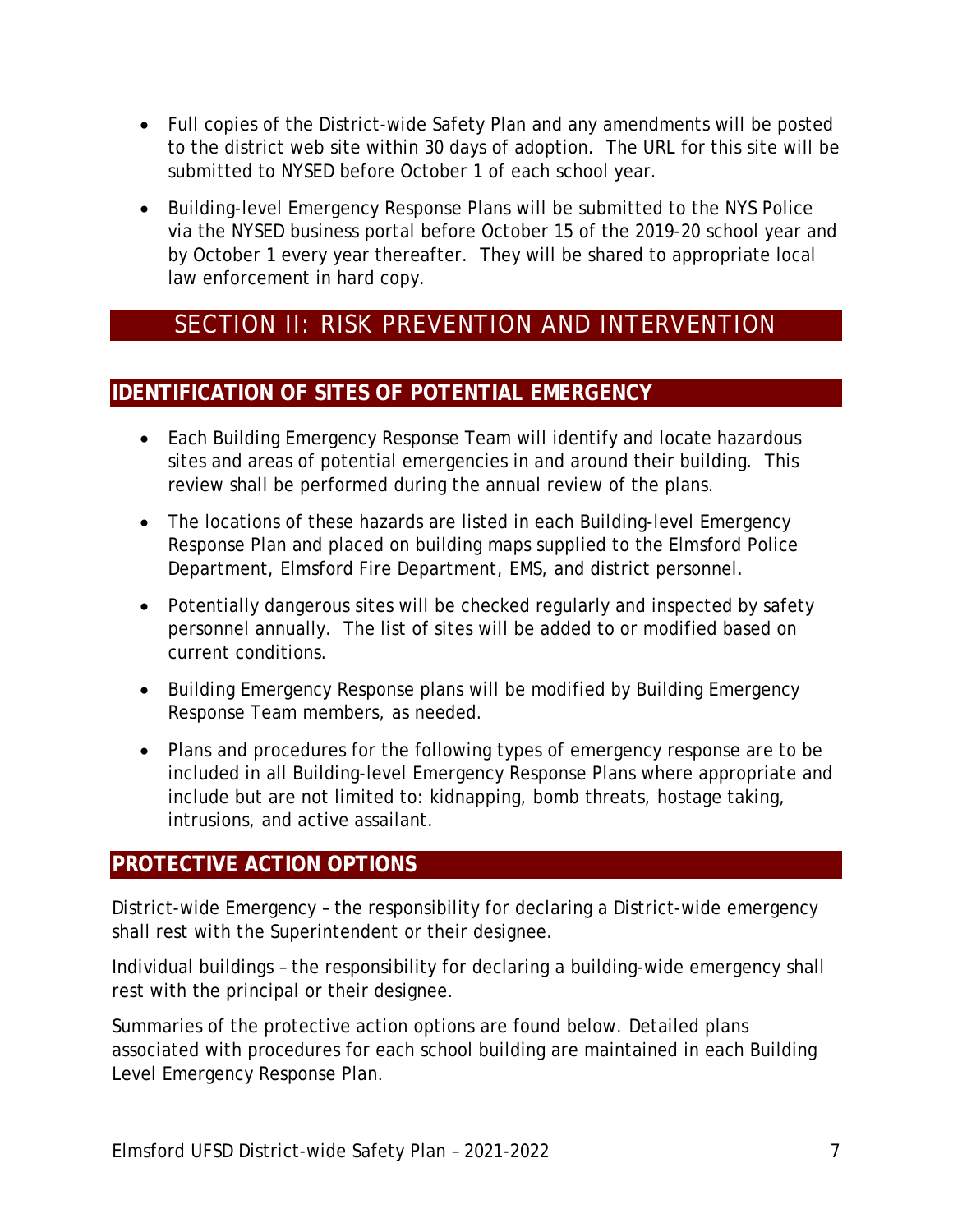- Full copies of the District-wide Safety Plan and any amendments will be posted to the district web site within 30 days of adoption. The URL for this site will be submitted to NYSED before October 1 of each school year.
- Building-level Emergency Response Plans will be submitted to the NYS Police via the NYSED business portal before October 15 of the 2019-20 school year and by October 1 every year thereafter. They will be shared to appropriate local law enforcement in hard copy.

# SECTION II: RISK PREVENTION AND INTERVENTION

## IDENTIFICATION OF SITES OF POTENTIAL EMERGENCY

- Each Building Emergency Response Team will identify and locate hazardous sites and areas of potential emergencies in and around their building. This review shall be performed during the annual review of the plans.
- The locations of these hazards are listed in each Building-level Emergency Response Plan and placed on building maps supplied to the Elmsford Police Department, Elmsford Fire Department, EMS, and district personnel.
- Potentially dangerous sites will be checked regularly and inspected by safety personnel annually. The list of sites will be added to or modified based on current conditions.
- Building Emergency Response plans will be modified by Building Emergency Response Team members, as needed.
- Plans and procedures for the following types of emergency response are to be included in all Building-level Emergency Response Plans where appropriate and include but are not limited to: kidnapping, bomb threats, hostage taking, intrusions, and active assailant.

## PROTECTIVE ACTION OPTIONS

District-wide Emergency – the responsibility for declaring a District-wide emergency shall rest with the Superintendent or their designee.

Individual buildings – the responsibility for declaring a building-wide emergency shall rest with the principal or their designee.

Summaries of the protective action options are found below. Detailed plans associated with procedures for each school building are maintained in each Building Level Emergency Response Plan.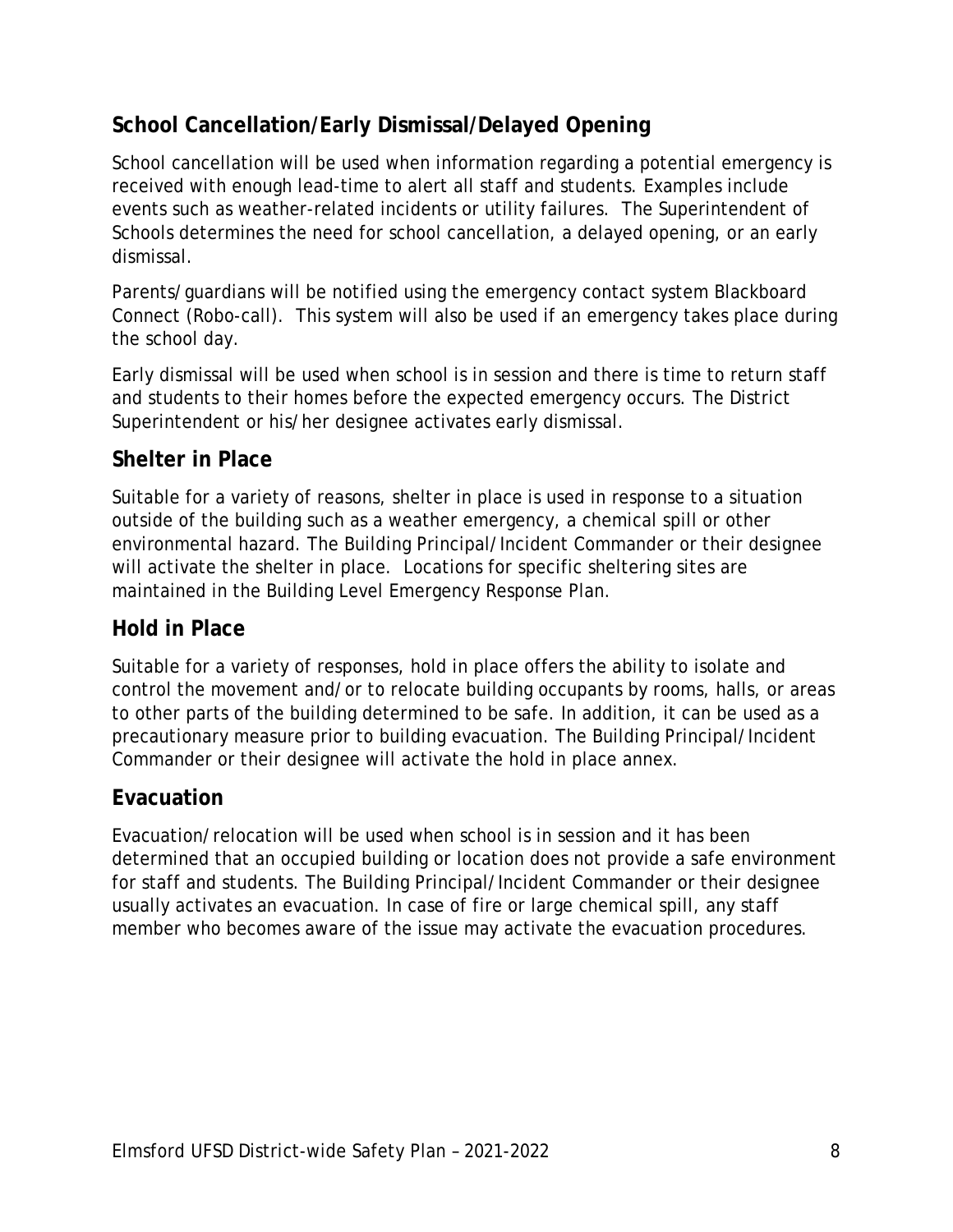## School Cancellation/Early Dismissal/Delayed Opening

School cancellation will be used when information regarding a potential emergency is received with enough lead-time to alert all staff and students. Examples include events such as weather-related incidents or utility failures. The Superintendent of Schools determines the need for school cancellation, a delayed opening, or an early dismissal.

Parents/guardians will be notified using the emergency contact system Blackboard Connect (Robo-call). This system will also be used if an emergency takes place during the school day.

Early dismissal will be used when school is in session and there is time to return staff and students to their homes before the expected emergency occurs. The District Superintendent or his/her designee activates early dismissal.

## Shelter in Place

Suitable for a variety of reasons, shelter in place is used in response to a situation outside of the building such as a weather emergency, a chemical spill or other environmental hazard. The Building Principal/Incident Commander or their designee will activate the shelter in place. Locations for specific sheltering sites are maintained in the Building Level Emergency Response Plan.

## Hold in Place

Suitable for a variety of responses, hold in place offers the ability to isolate and control the movement and/or to relocate building occupants by rooms, halls, or areas to other parts of the building determined to be safe. In addition, it can be used as a precautionary measure prior to building evacuation. The Building Principal/Incident Commander or their designee will activate the hold in place annex.

## Evacuation

Evacuation/relocation will be used when school is in session and it has been determined that an occupied building or location does not provide a safe environment for staff and students. The Building Principal/Incident Commander or their designee usually activates an evacuation. In case of fire or large chemical spill, any staff member who becomes aware of the issue may activate the evacuation procedures.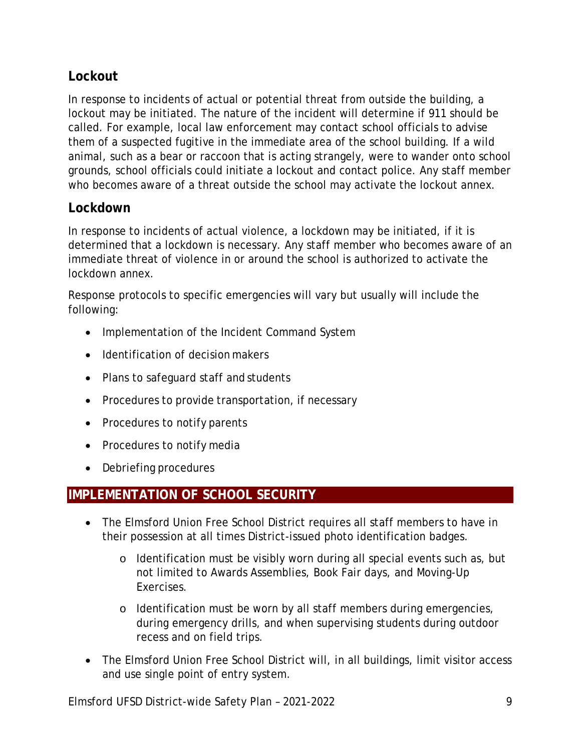### Lockout

In response to incidents of actual or potential threat from outside the building, a lockout may be initiated. The nature of the incident will determine if 911 should be called. For example, local law enforcement may contact school officials to advise them of a suspected fugitive in the immediate area of the school building. If a wild animal, such as a bear or raccoon that is acting strangely, were to wander onto school grounds, school officials could initiate a lockout and contact police. Any staff member who becomes aware of a threat outside the school may activate the lockout annex.

### Lockdown

In response to incidents of actual violence, a lockdown may be initiated, if it is determined that a lockdown is necessary. Any staff member who becomes aware of an immediate threat of violence in or around the school is authorized to activate the lockdown annex.

Response protocols to specific emergencies will vary but usually will include the following:

- Implementation of the Incident Command System
- Identification of decision makers
- Plans to safeguard staff and students
- Procedures to provide transportation, if necessary
- Procedures to notify parents
- Procedures to notify media
- Debriefing procedures

## IMPLEMENTATION OF SCHOOL SECURITY

- The Elmsford Union Free School District requires all staff members to have in their possession at all times District-issued photo identification badges.
  - Identification must be visibly worn during all special events such as, but not limited to Awards Assemblies, Book Fair days, and Moving-Up Exercises.
  - Identification must be worn by all staff members during emergencies, during emergency drills, and when supervising students during outdoor recess and on field trips.
- The Elmsford Union Free School District will, in all buildings, limit visitor access and use single point of entry system.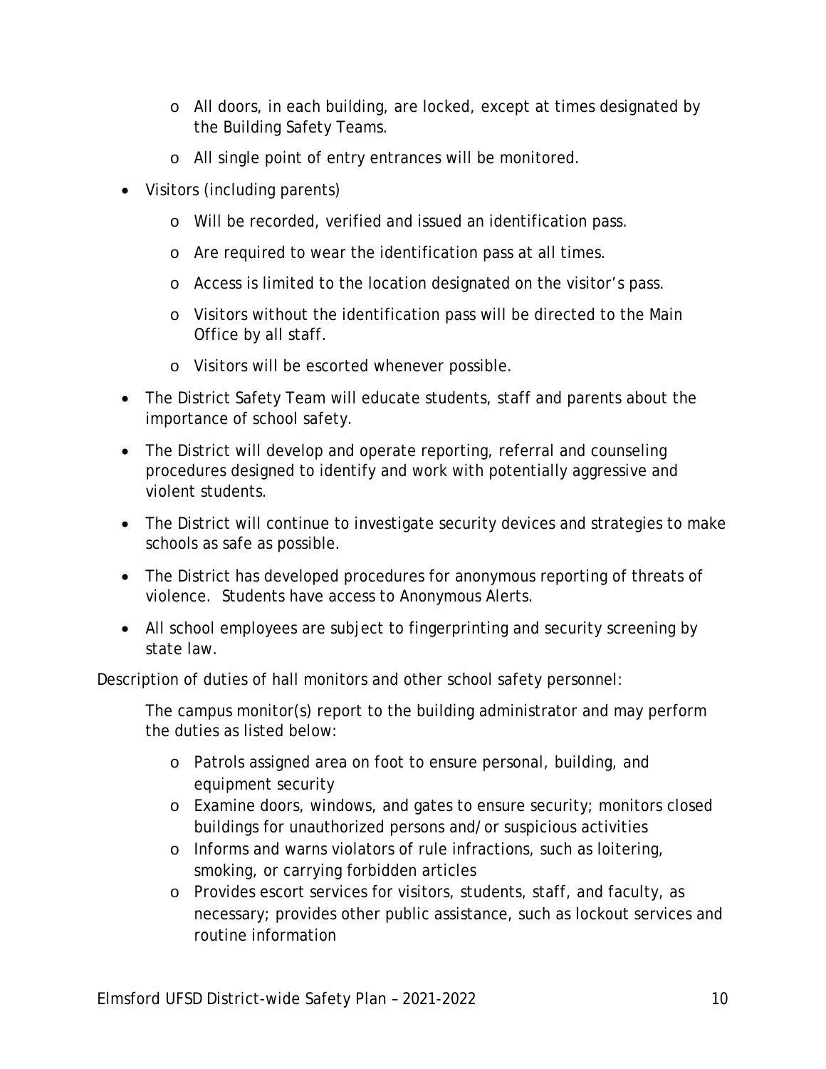- All doors, in each building, are locked, except at times designated by the Building Safety Teams.
  - All single point of entry entrances will be monitored.
- Visitors (including parents)
  - Will be recorded, verified and issued an identification pass.
  - Are required to wear the identification pass at all times.
  - Access is limited to the location designated on the visitor's pass.
  - Visitors without the identification pass will be directed to the Main Office by all staff.
  - Visitors will be escorted whenever possible.
- The District Safety Team will educate students, staff and parents about the importance of school safety.
- The District will develop and operate reporting, referral and counseling procedures designed to identify and work with potentially aggressive and violent students.
- The District will continue to investigate security devices and strategies to make schools as safe as possible.
- The District has developed procedures for anonymous reporting of threats of violence. Students have access to Anonymous Alerts.
- All school employees are subject to fingerprinting and security screening by state law.

Description of duties of hall monitors and other school safety personnel:

The campus monitor(s) report to the building administrator and may perform the duties as listed below:

- Patrols assigned area on foot to ensure personal, building, and equipment security
- Examine doors, windows, and gates to ensure security; monitors closed buildings for unauthorized persons and/or suspicious activities
- Informs and warns violators of rule infractions, such as loitering, smoking, or carrying forbidden articles
- Provides escort services for visitors, students, staff, and faculty, as necessary; provides other public assistance, such as lockout services and routine information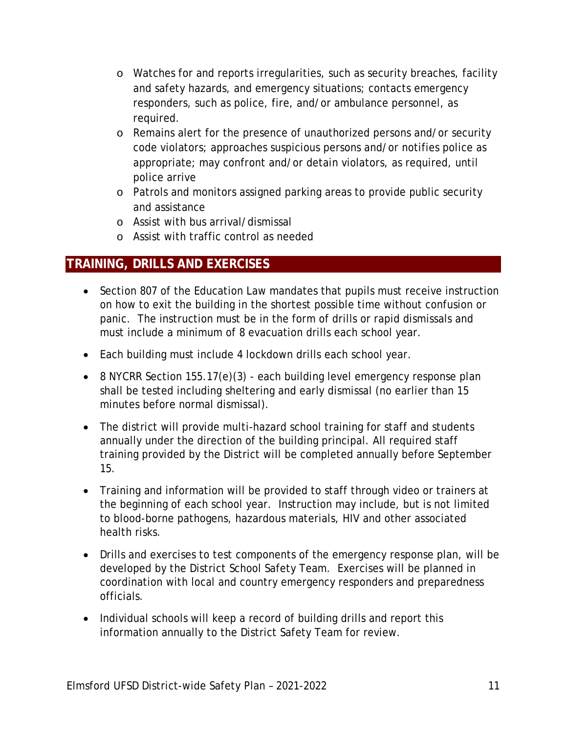- Watches for and reports irregularities, such as security breaches, facility and safety hazards, and emergency situations; contacts emergency responders, such as police, fire, and/or ambulance personnel, as required.
- Remains alert for the presence of unauthorized persons and/or security code violators; approaches suspicious persons and/or notifies police as appropriate; may confront and/or detain violators, as required, until police arrive
- Patrols and monitors assigned parking areas to provide public security and assistance
- Assist with bus arrival/dismissal
- Assist with traffic control as needed

## TRAINING, DRILLS AND EXERCISES

- Section 807 of the Education Law mandates that pupils must receive instruction on how to exit the building in the shortest possible time without confusion or panic. The instruction must be in the form of drills or rapid dismissals and must include a minimum of 8 evacuation drills each school year.
- Each building must include 4 lockdown drills each school year.
- 8 NYCRR Section 155.17(e)(3) - each building level emergency response plan shall be tested including sheltering and early dismissal (no earlier than 15 minutes before normal dismissal).
- The district will provide multi-hazard school training for staff and students annually under the direction of the building principal. All required staff training provided by the District will be completed annually before September 15.
- Training and information will be provided to staff through video or trainers at the beginning of each school year. Instruction may include, but is not limited to blood-borne pathogens, hazardous materials, HIV and other associated health risks.
- Drills and exercises to test components of the emergency response plan, will be developed by the District School Safety Team. Exercises will be planned in coordination with local and country emergency responders and preparedness officials.
- Individual schools will keep a record of building drills and report this information annually to the District Safety Team for review.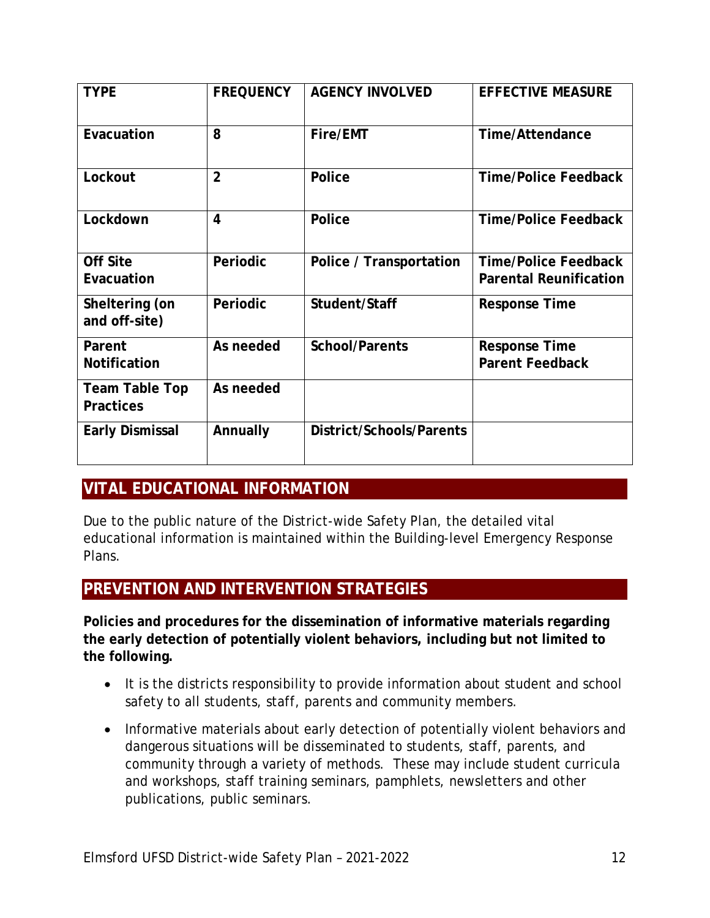| TYPE | FREQUENCY | AGENCY INVOLVED | EFFECTIVE MEASURE |
|---|---|---|---|
| Evacuation | 8 | Fire/EMT | Time/Attendance |
| Lockout | 2 | Police | Time/Police Feedback |
| Lockdown | 4 | Police | Time/Police Feedback |
| Off Site Evacuation | Periodic | Police / Transportation | Time/Police Feedback Parental Reunification |
| Sheltering (on and off-site) | Periodic | Student/Staff | Response Time |
| Parent Notification | As needed | School/Parents | Response Time Parent Feedback |
| Team Table Top Practices | As needed | | |
| Early Dismissal | Annually | District/Schools/Parents | |

## VITAL EDUCATIONAL INFORMATION

Due to the public nature of the District-wide Safety Plan, the detailed vital educational information is maintained within the Building-level Emergency Response Plans.

## PREVENTION AND INTERVENTION STRATEGIES

**Policies and procedures for the dissemination of informative materials regarding the early detection of potentially violent behaviors, including but not limited to the following.**

- It is the districts responsibility to provide information about student and school safety to all students, staff, parents and community members.
- Informative materials about early detection of potentially violent behaviors and dangerous situations will be disseminated to students, staff, parents, and community through a variety of methods. These may include student curricula and workshops, staff training seminars, pamphlets, newsletters and other publications, public seminars.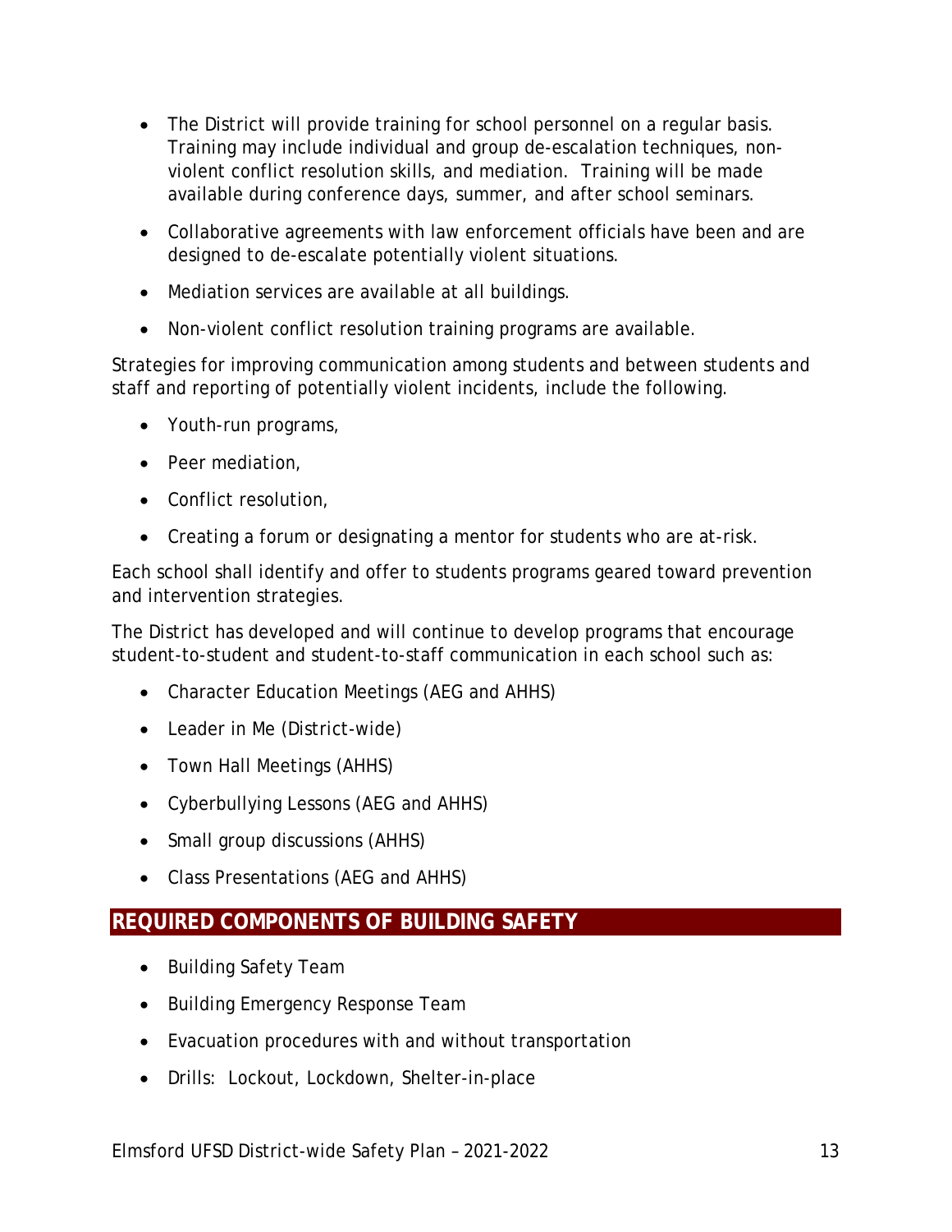- The District will provide training for school personnel on a regular basis. Training may include individual and group de-escalation techniques, non-violent conflict resolution skills, and mediation. Training will be made available during conference days, summer, and after school seminars.
- Collaborative agreements with law enforcement officials have been and are designed to de-escalate potentially violent situations.
- Mediation services are available at all buildings.
- Non-violent conflict resolution training programs are available.

Strategies for improving communication among students and between students and staff and reporting of potentially violent incidents, include the following.

- Youth-run programs,
- Peer mediation,
- Conflict resolution,
- Creating a forum or designating a mentor for students who are at-risk.

Each school shall identify and offer to students programs geared toward prevention and intervention strategies.

The District has developed and will continue to develop programs that encourage student-to-student and student-to-staff communication in each school such as:

- Character Education Meetings (AEG and AHHS)
- Leader in Me (District-wide)
- Town Hall Meetings (AHHS)
- Cyberbullying Lessons (AEG and AHHS)
- Small group discussions (AHHS)
- Class Presentations (AEG and AHHS)

## REQUIRED COMPONENTS OF BUILDING SAFETY

- Building Safety Team
- Building Emergency Response Team
- Evacuation procedures with and without transportation
- Drills: Lockout, Lockdown, Shelter-in-place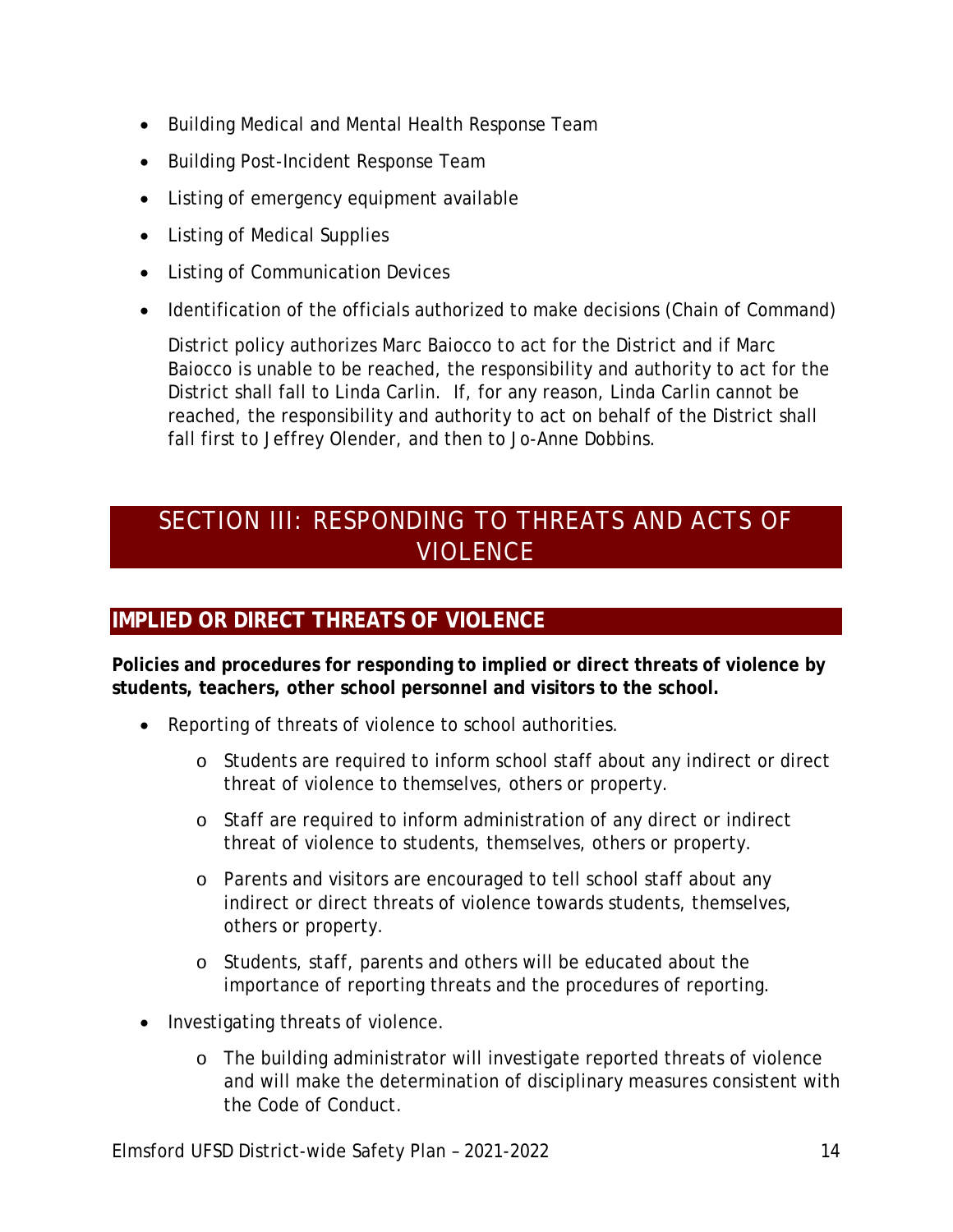- Building Medical and Mental Health Response Team
- Building Post-Incident Response Team
- Listing of emergency equipment available
- Listing of Medical Supplies
- Listing of Communication Devices
- Identification of the officials authorized to make decisions (Chain of Command)

  District policy authorizes Marc Baiocco to act for the District and if Marc Baiocco is unable to be reached, the responsibility and authority to act for the District shall fall to Linda Carlin. If, for any reason, Linda Carlin cannot be reached, the responsibility and authority to act on behalf of the District shall fall first to Jeffrey Olender, and then to Jo-Anne Dobbins.

# SECTION III: RESPONDING TO THREATS AND ACTS OF VIOLENCE

## IMPLIED OR DIRECT THREATS OF VIOLENCE

**Policies and procedures for responding to implied or direct threats of violence by students, teachers, other school personnel and visitors to the school.**

- Reporting of threats of violence to school authorities.
  - Students are required to inform school staff about any indirect or direct threat of violence to themselves, others or property.
  - Staff are required to inform administration of any direct or indirect threat of violence to students, themselves, others or property.
  - Parents and visitors are encouraged to tell school staff about any indirect or direct threats of violence towards students, themselves, others or property.
  - Students, staff, parents and others will be educated about the importance of reporting threats and the procedures of reporting.
- Investigating threats of violence.
  - The building administrator will investigate reported threats of violence and will make the determination of disciplinary measures consistent with the Code of Conduct.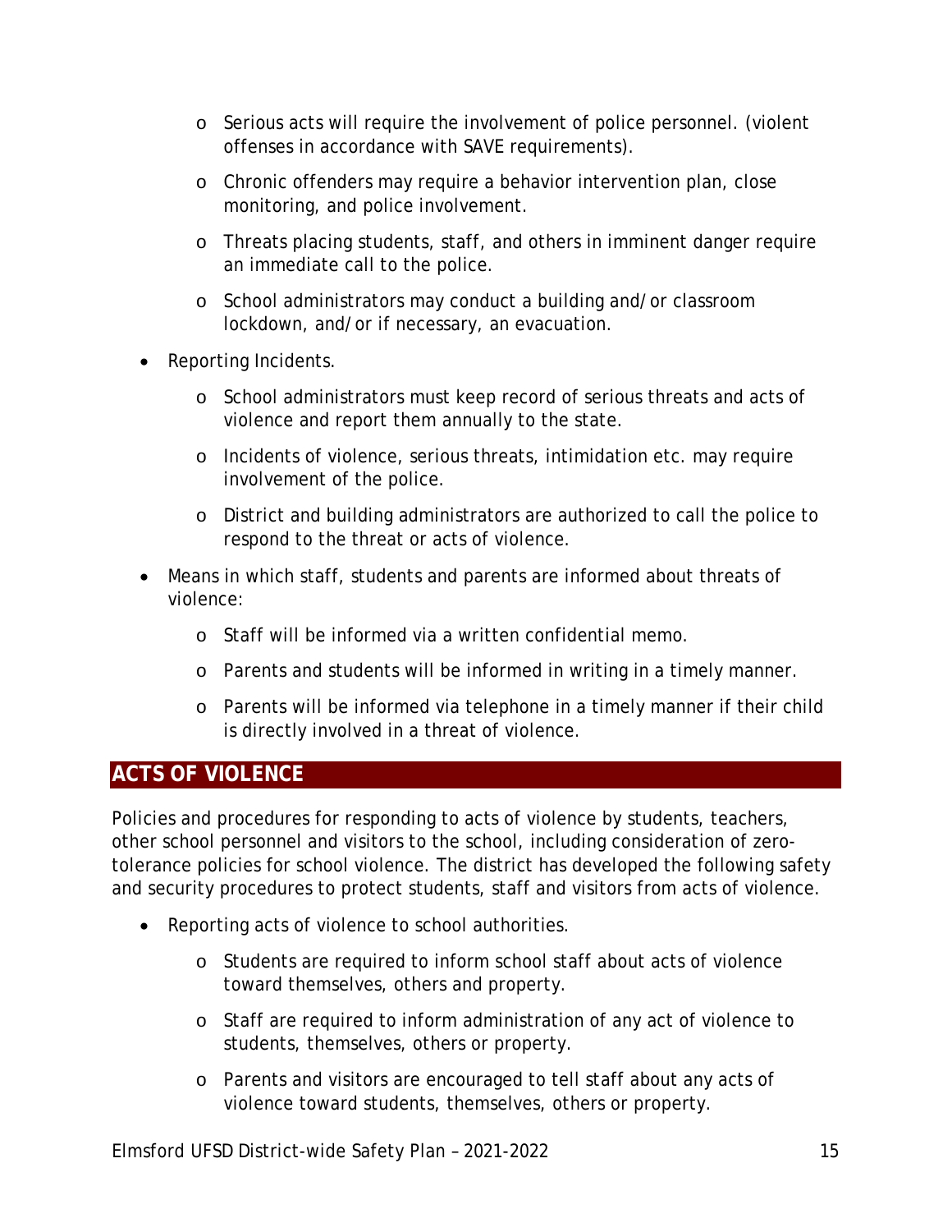- Serious acts will require the involvement of police personnel. (violent offenses in accordance with SAVE requirements).
  - Chronic offenders may require a behavior intervention plan, close monitoring, and police involvement.
  - Threats placing students, staff, and others in imminent danger require an immediate call to the police.
  - School administrators may conduct a building and/or classroom lockdown, and/or if necessary, an evacuation.
- Reporting Incidents.
  - School administrators must keep record of serious threats and acts of violence and report them annually to the state.
  - Incidents of violence, serious threats, intimidation etc. may require involvement of the police.
  - District and building administrators are authorized to call the police to respond to the threat or acts of violence.
- Means in which staff, students and parents are informed about threats of violence:
  - Staff will be informed via a written confidential memo.
  - Parents and students will be informed in writing in a timely manner.
  - Parents will be informed via telephone in a timely manner if their child is directly involved in a threat of violence.

## ACTS OF VIOLENCE

Policies and procedures for responding to acts of violence by students, teachers, other school personnel and visitors to the school, including consideration of zero-tolerance policies for school violence. The district has developed the following safety and security procedures to protect students, staff and visitors from acts of violence.

- Reporting acts of violence to school authorities.
  - Students are required to inform school staff about acts of violence toward themselves, others and property.
  - Staff are required to inform administration of any act of violence to students, themselves, others or property.
  - Parents and visitors are encouraged to tell staff about any acts of violence toward students, themselves, others or property.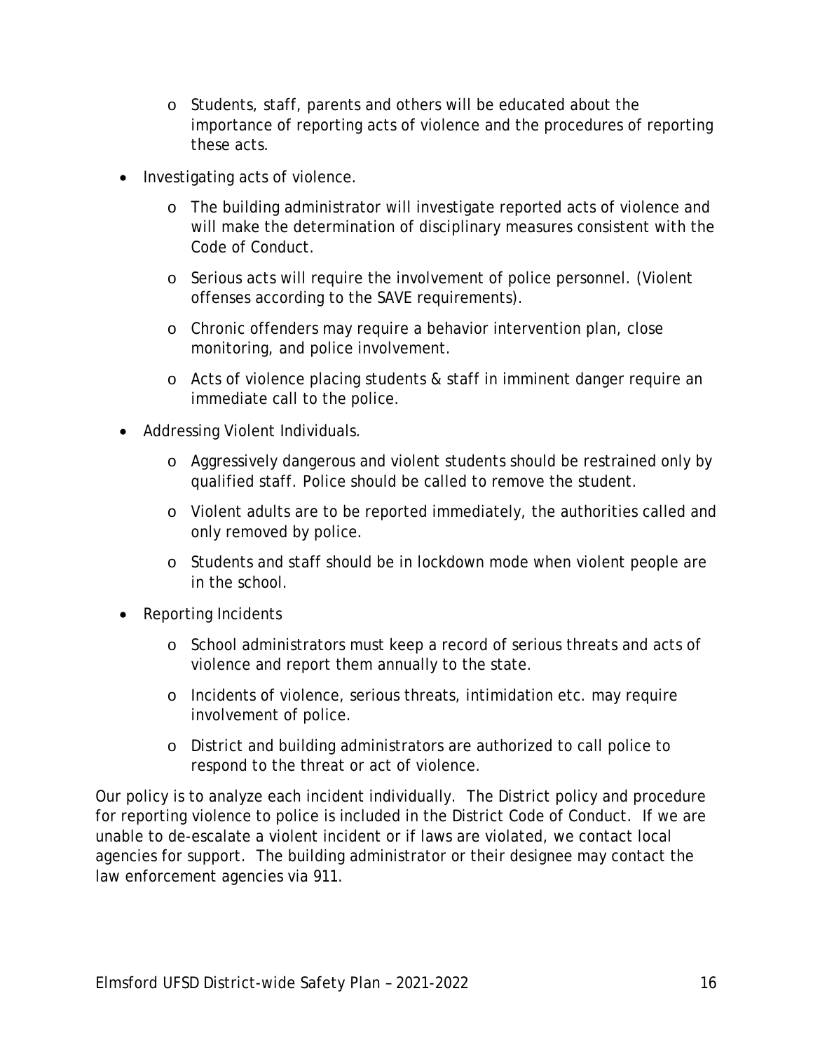- Students, staff, parents and others will be educated about the importance of reporting acts of violence and the procedures of reporting these acts.
- Investigating acts of violence.
  - The building administrator will investigate reported acts of violence and will make the determination of disciplinary measures consistent with the Code of Conduct.
  - Serious acts will require the involvement of police personnel. (Violent offenses according to the SAVE requirements).
  - Chronic offenders may require a behavior intervention plan, close monitoring, and police involvement.
  - Acts of violence placing students & staff in imminent danger require an immediate call to the police.
- Addressing Violent Individuals.
  - Aggressively dangerous and violent students should be restrained only by qualified staff. Police should be called to remove the student.
  - Violent adults are to be reported immediately, the authorities called and only removed by police.
  - Students and staff should be in lockdown mode when violent people are in the school.
- Reporting Incidents
  - School administrators must keep a record of serious threats and acts of violence and report them annually to the state.
  - Incidents of violence, serious threats, intimidation etc. may require involvement of police.
  - District and building administrators are authorized to call police to respond to the threat or act of violence.

Our policy is to analyze each incident individually. The District policy and procedure for reporting violence to police is included in the District Code of Conduct. If we are unable to de-escalate a violent incident or if laws are violated, we contact local agencies for support. The building administrator or their designee may contact the law enforcement agencies via 911.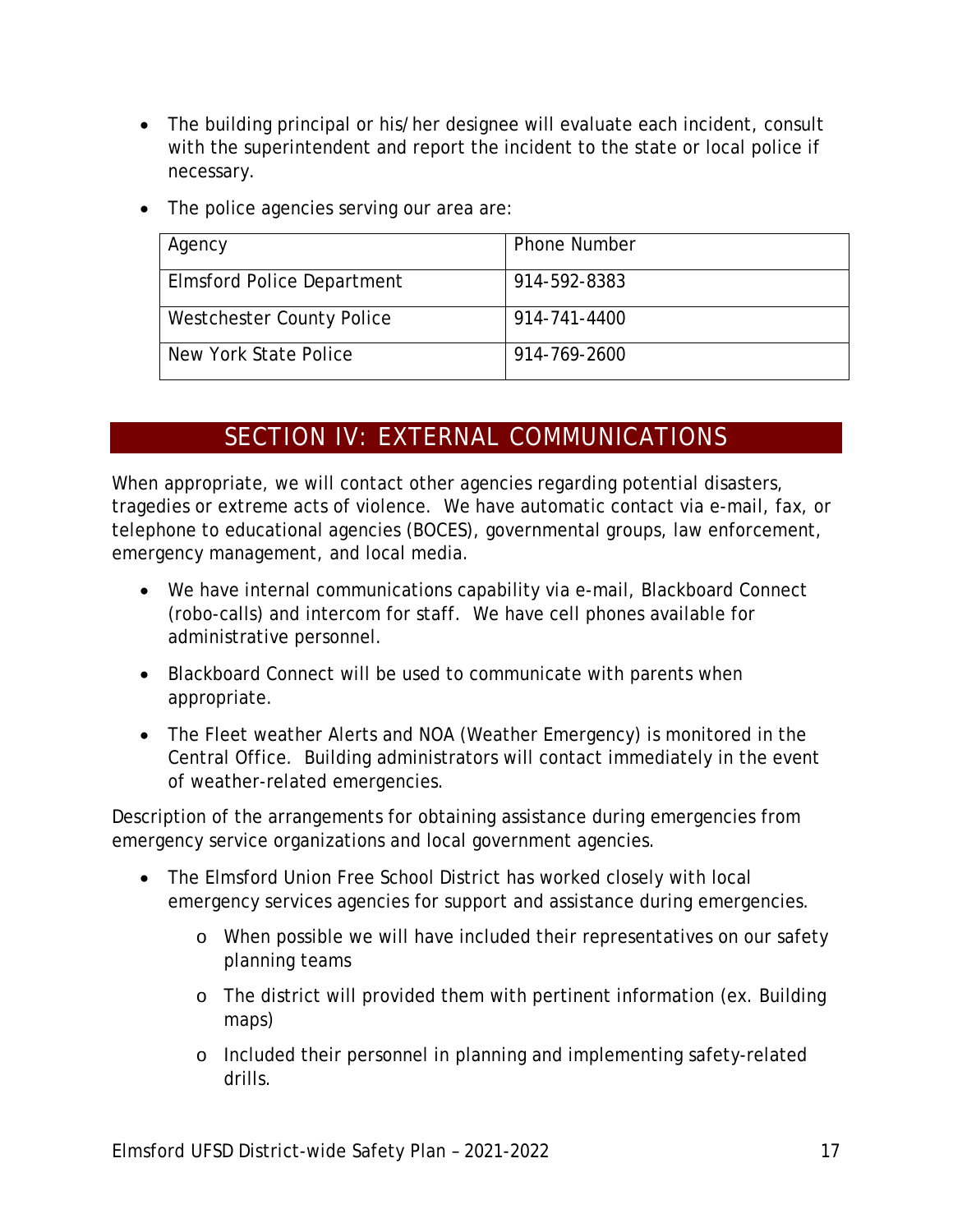- The building principal or his/her designee will evaluate each incident, consult with the superintendent and report the incident to the state or local police if necessary.

- The police agencies serving our area are:

| Agency | Phone Number |
|---|---|
| Elmsford Police Department | 914-592-8383 |
| Westchester County Police | 914-741-4400 |
| New York State Police | 914-769-2600 |

## SECTION IV: EXTERNAL COMMUNICATIONS

When appropriate, we will contact other agencies regarding potential disasters, tragedies or extreme acts of violence. We have automatic contact via e-mail, fax, or telephone to educational agencies (BOCES), governmental groups, law enforcement, emergency management, and local media.

- We have internal communications capability via e-mail, Blackboard Connect (robo-calls) and intercom for staff. We have cell phones available for administrative personnel.
- Blackboard Connect will be used to communicate with parents when appropriate.
- The Fleet weather Alerts and NOA (Weather Emergency) is monitored in the Central Office. Building administrators will contact immediately in the event of weather-related emergencies.

Description of the arrangements for obtaining assistance during emergencies from emergency service organizations and local government agencies.

- The Elmsford Union Free School District has worked closely with local emergency services agencies for support and assistance during emergencies.
  - When possible we will have included their representatives on our safety planning teams
  - The district will provided them with pertinent information (ex. Building maps)
  - Included their personnel in planning and implementing safety-related drills.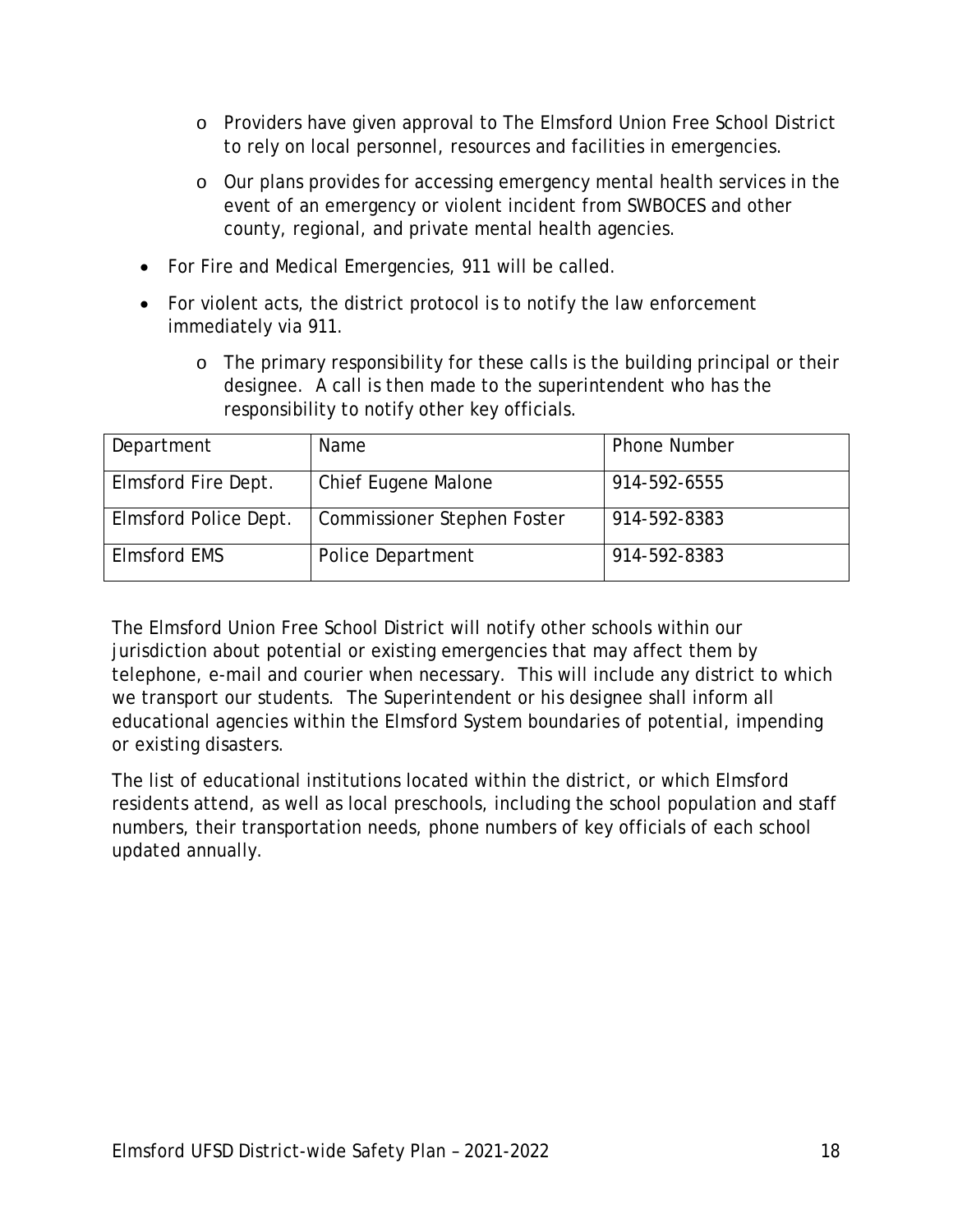- Providers have given approval to The Elmsford Union Free School District to rely on local personnel, resources and facilities in emergencies.
  - Our plans provides for accessing emergency mental health services in the event of an emergency or violent incident from SWBOCES and other county, regional, and private mental health agencies.
- For Fire and Medical Emergencies, 911 will be called.
- For violent acts, the district protocol is to notify the law enforcement immediately via 911.
  - The primary responsibility for these calls is the building principal or their designee. A call is then made to the superintendent who has the responsibility to notify other key officials.

| Department | Name | Phone Number |
|---|---|---|
| Elmsford Fire Dept. | Chief Eugene Malone | 914-592-6555 |
| Elmsford Police Dept. | Commissioner Stephen Foster | 914-592-8383 |
| Elmsford EMS | Police Department | 914-592-8383 |

The Elmsford Union Free School District will notify other schools within our jurisdiction about potential or existing emergencies that may affect them by telephone, e-mail and courier when necessary. This will include any district to which we transport our students. The Superintendent or his designee shall inform all educational agencies within the Elmsford System boundaries of potential, impending or existing disasters.

The list of educational institutions located within the district, or which Elmsford residents attend, as well as local preschools, including the school population and staff numbers, their transportation needs, phone numbers of key officials of each school updated annually.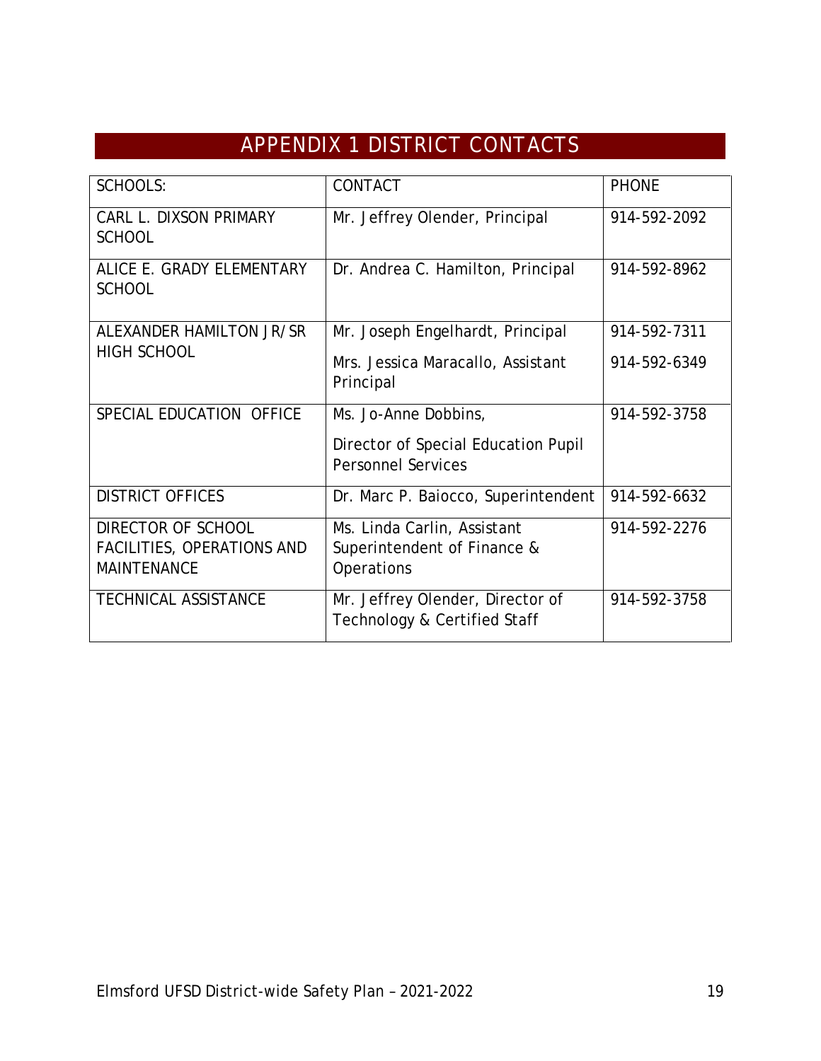# APPENDIX 1 DISTRICT CONTACTS

| SCHOOLS: | CONTACT | PHONE |
|---|---|---|
| CARL L. DIXSON PRIMARY SCHOOL | Mr. Jeffrey Olender, Principal | 914-592-2092 |
| ALICE E. GRADY ELEMENTARY SCHOOL | Dr. Andrea C. Hamilton, Principal | 914-592-8962 |
| ALEXANDER HAMILTON JR/SR HIGH SCHOOL | Mr. Joseph Engelhardt, Principal<br>Mrs. Jessica Maracallo, Assistant Principal | 914-592-7311<br>914-592-6349 |
| SPECIAL EDUCATION OFFICE | Ms. Jo-Anne Dobbins,<br>Director of Special Education Pupil Personnel Services | 914-592-3758 |
| DISTRICT OFFICES | Dr. Marc P. Baiocco, Superintendent | 914-592-6632 |
| DIRECTOR OF SCHOOL FACILITIES, OPERATIONS AND MAINTENANCE | Ms. Linda Carlin, Assistant Superintendent of Finance & Operations | 914-592-2276 |
| TECHNICAL ASSISTANCE | Mr. Jeffrey Olender, Director of Technology & Certified Staff | 914-592-3758 |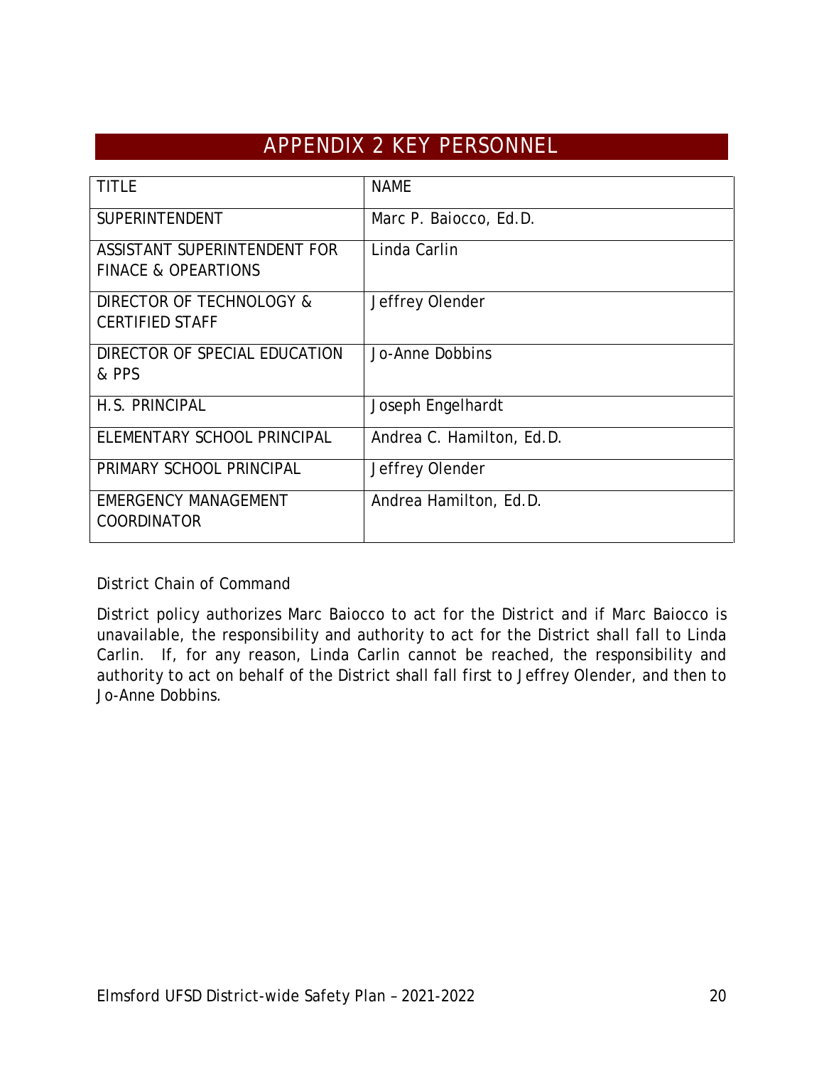# APPENDIX 2 KEY PERSONNEL

| TITLE | NAME |
|---|---|
| SUPERINTENDENT | Marc P. Baiocco, Ed.D. |
| ASSISTANT SUPERINTENDENT FOR FINACE & OPEARTIONS | Linda Carlin |
| DIRECTOR OF TECHNOLOGY & CERTIFIED STAFF | Jeffrey Olender |
| DIRECTOR OF SPECIAL EDUCATION & PPS | Jo-Anne Dobbins |
| H.S. PRINCIPAL | Joseph Engelhardt |
| ELEMENTARY SCHOOL PRINCIPAL | Andrea C. Hamilton, Ed.D. |
| PRIMARY SCHOOL PRINCIPAL | Jeffrey Olender |
| EMERGENCY MANAGEMENT COORDINATOR | Andrea Hamilton, Ed.D. |

District Chain of Command

District policy authorizes Marc Baiocco to act for the District and if Marc Baiocco is unavailable, the responsibility and authority to act for the District shall fall to Linda Carlin. If, for any reason, Linda Carlin cannot be reached, the responsibility and authority to act on behalf of the District shall fall first to Jeffrey Olender, and then to Jo-Anne Dobbins.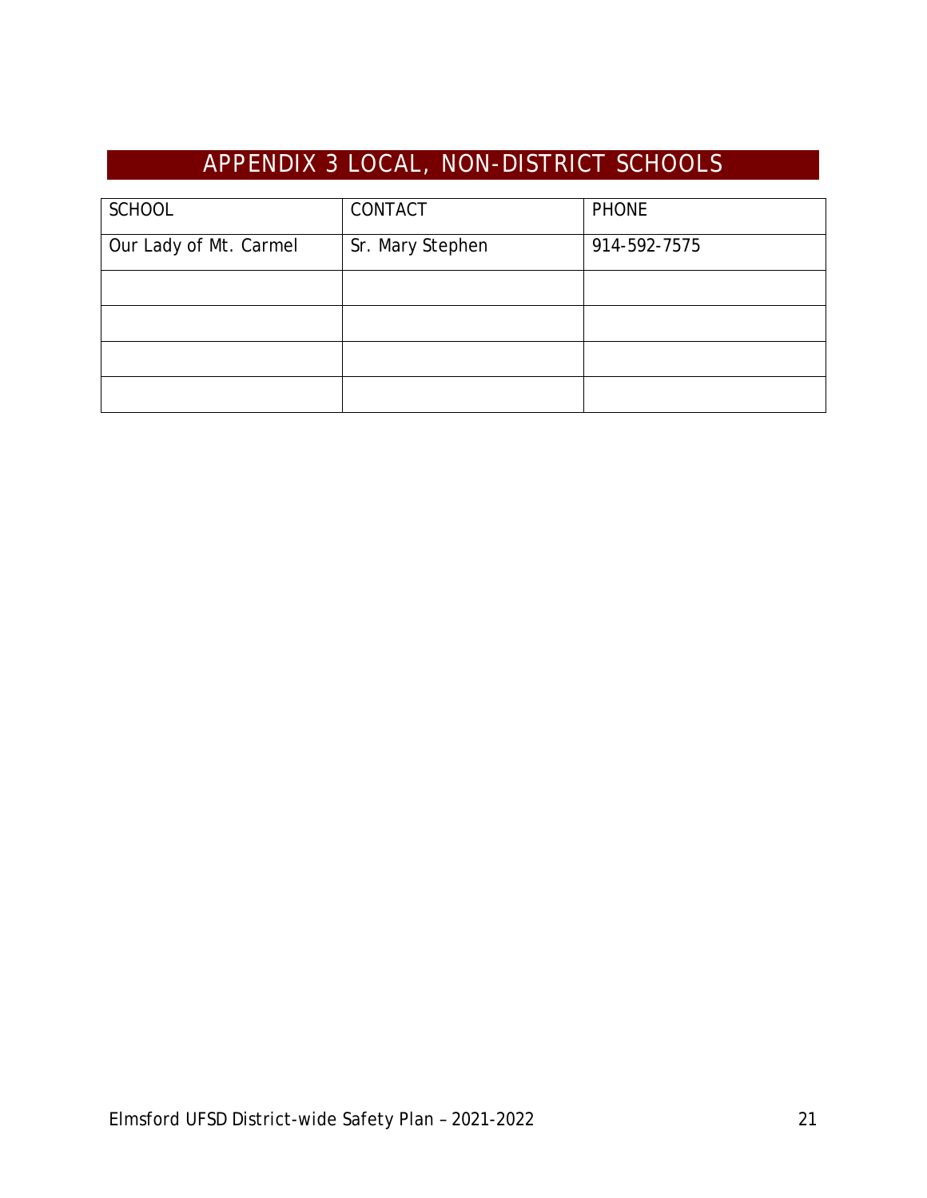# APPENDIX 3 LOCAL, NON-DISTRICT SCHOOLS

| SCHOOL | CONTACT | PHONE |
| --- | --- | --- |
| Our Lady of Mt. Carmel | Sr. Mary Stephen | 914-592-7575 |
| | | |
| | | |
| | | |
| | | |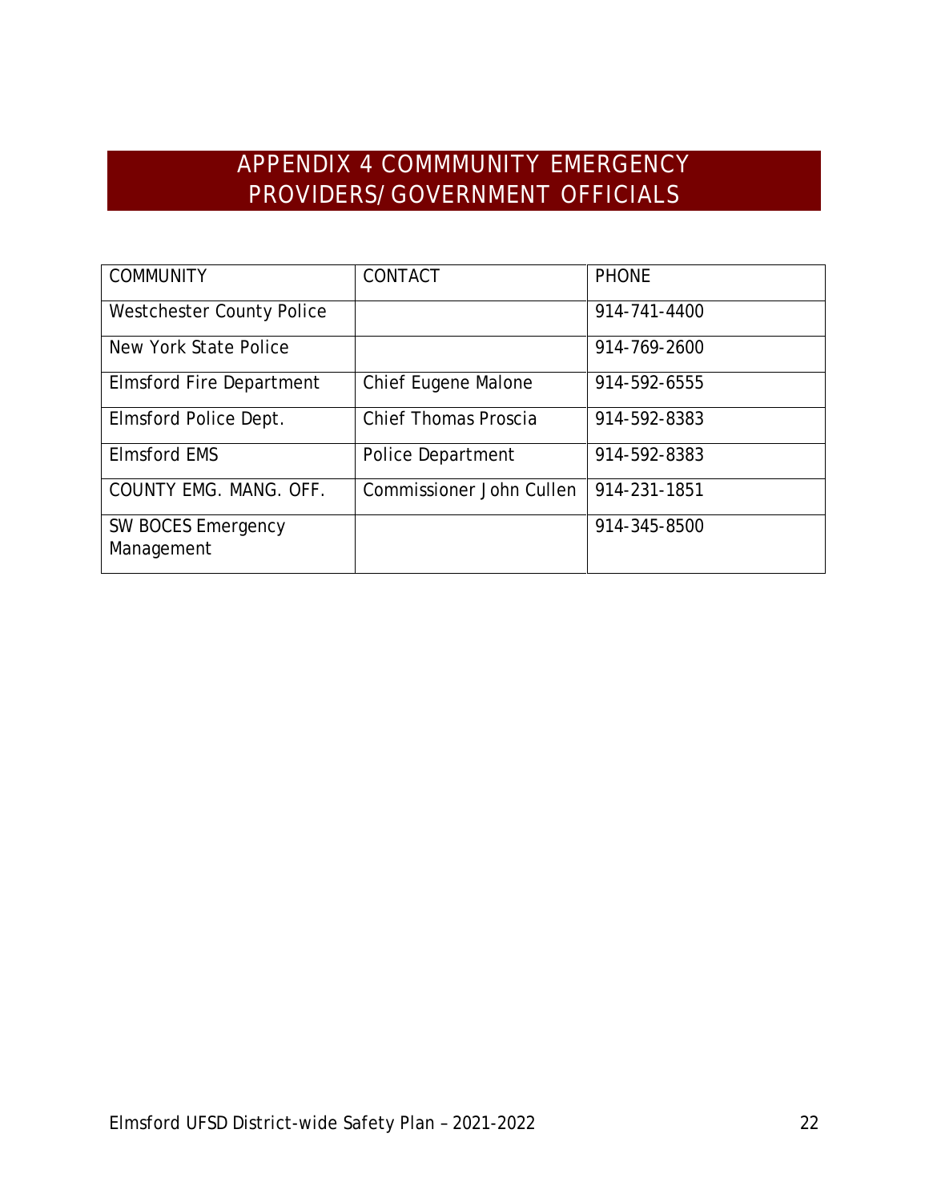# APPENDIX 4 COMMMUNITY EMERGENCY PROVIDERS/GOVERNMENT OFFICIALS

| COMMUNITY | CONTACT | PHONE |
|---|---|---|
| Westchester County Police | | 914-741-4400 |
| New York State Police | | 914-769-2600 |
| Elmsford Fire Department | Chief Eugene Malone | 914-592-6555 |
| Elmsford Police Dept. | Chief Thomas Proscia | 914-592-8383 |
| Elmsford EMS | Police Department | 914-592-8383 |
| COUNTY EMG. MANG. OFF. | Commissioner John Cullen | 914-231-1851 |
| SW BOCES Emergency Management | | 914-345-8500 |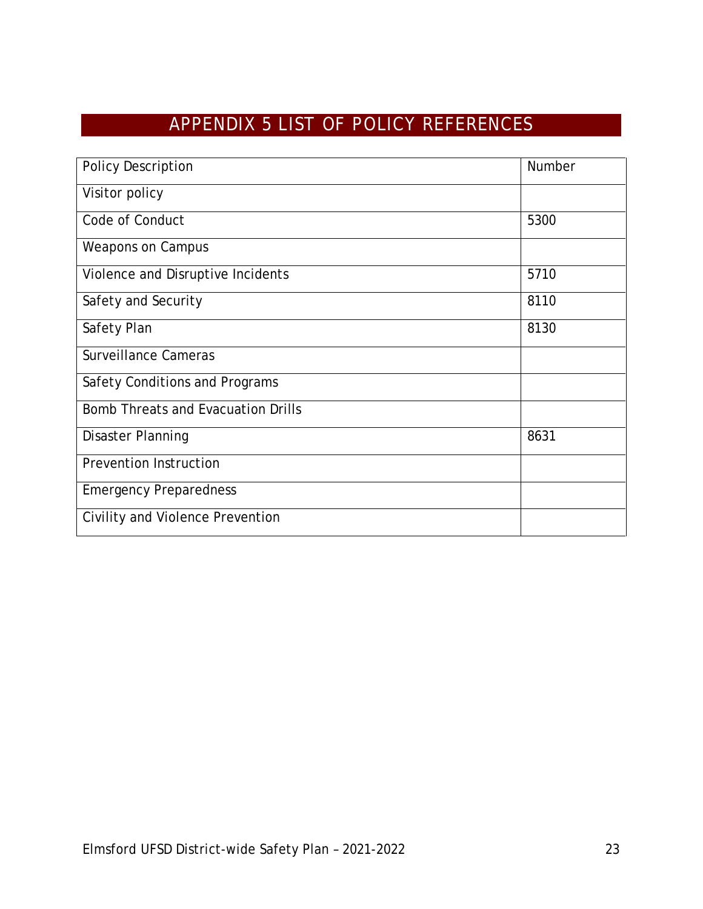# APPENDIX 5 LIST OF POLICY REFERENCES

| Policy Description | Number |
| --- | --- |
| Visitor policy | |
| Code of Conduct | 5300 |
| Weapons on Campus | |
| Violence and Disruptive Incidents | 5710 |
| Safety and Security | 8110 |
| Safety Plan | 8130 |
| Surveillance Cameras | |
| Safety Conditions and Programs | |
| Bomb Threats and Evacuation Drills | |
| Disaster Planning | 8631 |
| Prevention Instruction | |
| Emergency Preparedness | |
| Civility and Violence Prevention | |